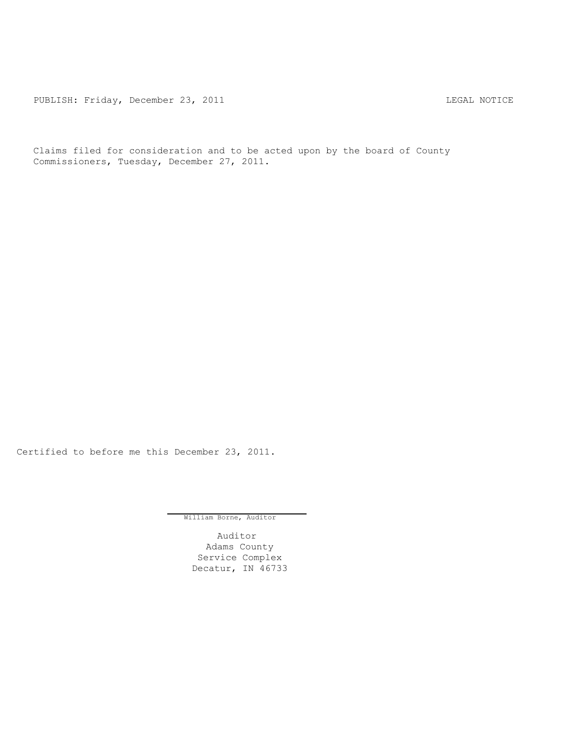PUBLISH: Friday, December 23, 2011 LEGAL NOTICE

Claims filed for consideration and to be acted upon by the board of County Commissioners, Tuesday, December 27, 2011.

Certified to before me this December 23, 2011.

William Borne, Auditor

Auditor
Adams County
Service Complex
Decatur, IN 46733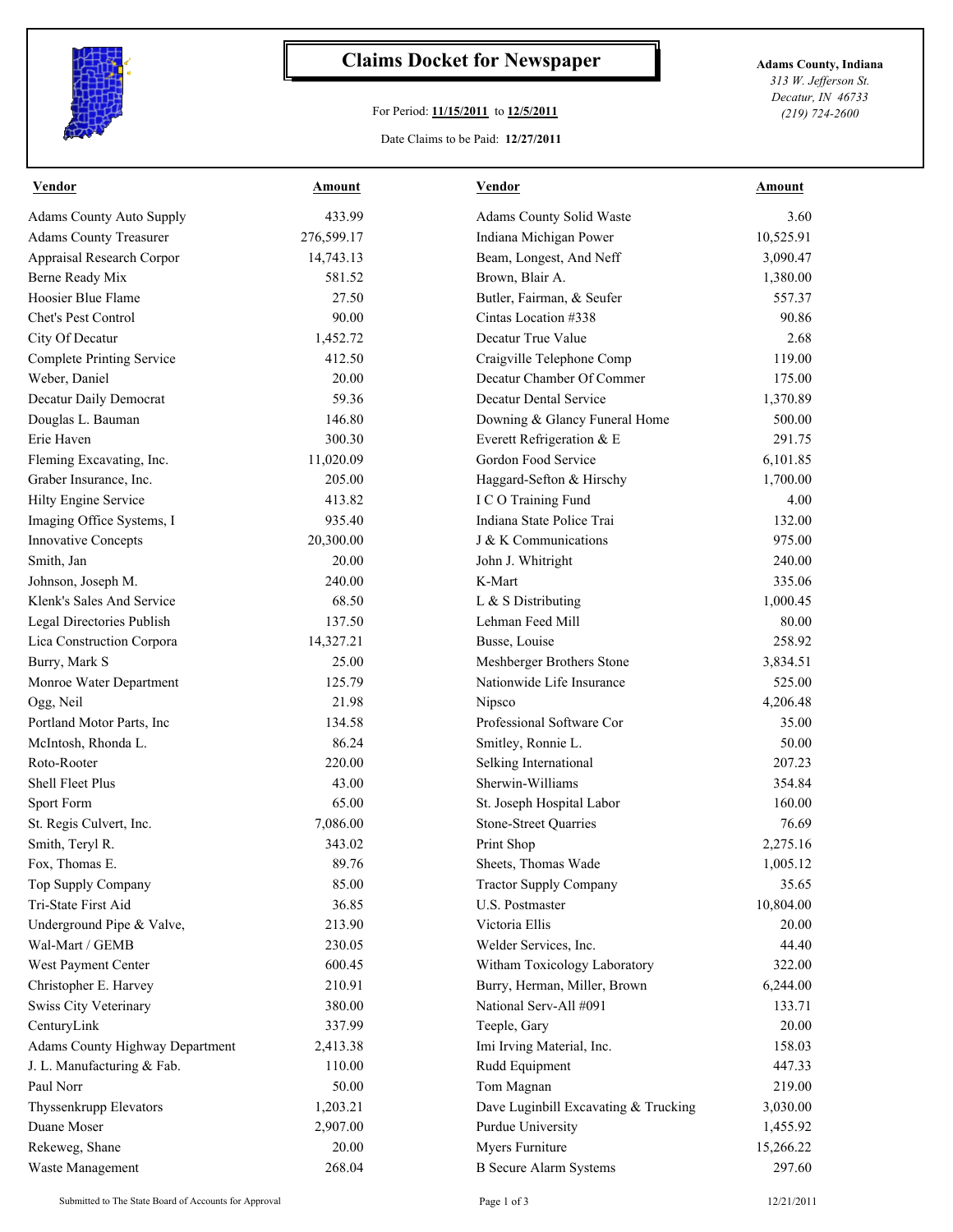# Claims Docket for Newspaper

For Period: **11/15/2011** to **12/5/2011**

Date Claims to be Paid: **12/27/2011**

**Adams County, Indiana**
*313 W. Jefferson St.*
*Decatur, IN 46733*
*(219) 724-2600*

| Vendor | Amount | Vendor | Amount |
|---|---|---|---|
| Adams County Auto Supply | 433.99 | Adams County Solid Waste | 3.60 |
| Adams County Treasurer | 276,599.17 | Indiana Michigan Power | 10,525.91 |
| Appraisal Research Corpor | 14,743.13 | Beam, Longest, And Neff | 3,090.47 |
| Berne Ready Mix | 581.52 | Brown, Blair A. | 1,380.00 |
| Hoosier Blue Flame | 27.50 | Butler, Fairman, & Seufer | 557.37 |
| Chet's Pest Control | 90.00 | Cintas Location #338 | 90.86 |
| City Of Decatur | 1,452.72 | Decatur True Value | 2.68 |
| Complete Printing Service | 412.50 | Craigville Telephone Comp | 119.00 |
| Weber, Daniel | 20.00 | Decatur Chamber Of Commer | 175.00 |
| Decatur Daily Democrat | 59.36 | Decatur Dental Service | 1,370.89 |
| Douglas L. Bauman | 146.80 | Downing & Glancy Funeral Home | 500.00 |
| Erie Haven | 300.30 | Everett Refrigeration & E | 291.75 |
| Fleming Excavating, Inc. | 11,020.09 | Gordon Food Service | 6,101.85 |
| Graber Insurance, Inc. | 205.00 | Haggard-Sefton & Hirschy | 1,700.00 |
| Hilty Engine Service | 413.82 | I C O Training Fund | 4.00 |
| Imaging Office Systems, I | 935.40 | Indiana State Police Trai | 132.00 |
| Innovative Concepts | 20,300.00 | J & K Communications | 975.00 |
| Smith, Jan | 20.00 | John J. Whitright | 240.00 |
| Johnson, Joseph M. | 240.00 | K-Mart | 335.06 |
| Klenk's Sales And Service | 68.50 | L & S Distributing | 1,000.45 |
| Legal Directories Publish | 137.50 | Lehman Feed Mill | 80.00 |
| Lica Construction Corpora | 14,327.21 | Busse, Louise | 258.92 |
| Burry, Mark S | 25.00 | Meshberger Brothers Stone | 3,834.51 |
| Monroe Water Department | 125.79 | Nationwide Life Insurance | 525.00 |
| Ogg, Neil | 21.98 | Nipsco | 4,206.48 |
| Portland Motor Parts, Inc | 134.58 | Professional Software Cor | 35.00 |
| McIntosh, Rhonda L. | 86.24 | Smitley, Ronnie L. | 50.00 |
| Roto-Rooter | 220.00 | Selking International | 207.23 |
| Shell Fleet Plus | 43.00 | Sherwin-Williams | 354.84 |
| Sport Form | 65.00 | St. Joseph Hospital Labor | 160.00 |
| St. Regis Culvert, Inc. | 7,086.00 | Stone-Street Quarries | 76.69 |
| Smith, Teryl R. | 343.02 | Print Shop | 2,275.16 |
| Fox, Thomas E. | 89.76 | Sheets, Thomas Wade | 1,005.12 |
| Top Supply Company | 85.00 | Tractor Supply Company | 35.65 |
| Tri-State First Aid | 36.85 | U.S. Postmaster | 10,804.00 |
| Underground Pipe & Valve, | 213.90 | Victoria Ellis | 20.00 |
| Wal-Mart / GEMB | 230.05 | Welder Services, Inc. | 44.40 |
| West Payment Center | 600.45 | Witham Toxicology Laboratory | 322.00 |
| Christopher E. Harvey | 210.91 | Burry, Herman, Miller, Brown | 6,244.00 |
| Swiss City Veterinary | 380.00 | National Serv-All #091 | 133.71 |
| CenturyLink | 337.99 | Teeple, Gary | 20.00 |
| Adams County Highway Department | 2,413.38 | Imi Irving Material, Inc. | 158.03 |
| J. L. Manufacturing & Fab. | 110.00 | Rudd Equipment | 447.33 |
| Paul Norr | 50.00 | Tom Magnan | 219.00 |
| Thyssenkrupp Elevators | 1,203.21 | Dave Luginbill Excavating & Trucking | 3,030.00 |
| Duane Moser | 2,907.00 | Purdue University | 1,455.92 |
| Rekeweg, Shane | 20.00 | Myers Furniture | 15,266.22 |
| Waste Management | 268.04 | B Secure Alarm Systems | 297.60 |

Submitted to The State Board of Accounts for Approval — 12/21/2011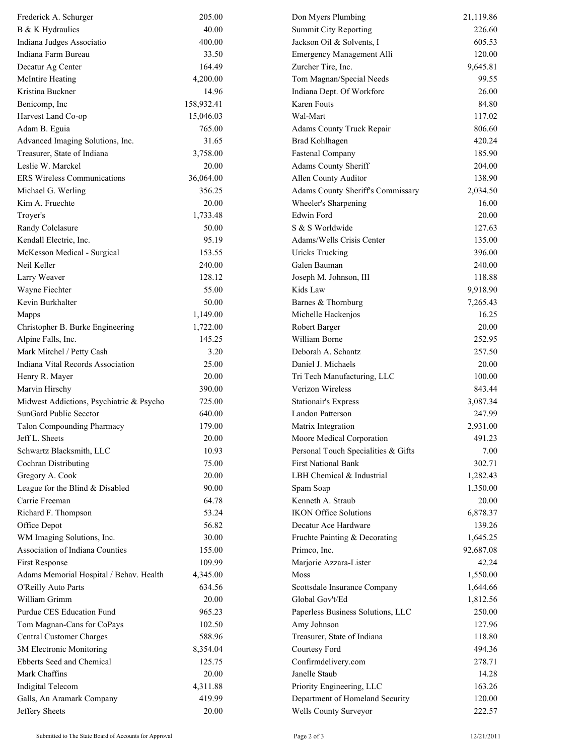| Vendor | Amount |
| --- | --- |
| Frederick A. Schurger | 205.00 |
| B & K Hydraulics | 40.00 |
| Indiana Judges Associatio | 400.00 |
| Indiana Farm Bureau | 33.50 |
| Decatur Ag Center | 164.49 |
| McIntire Heating | 4,200.00 |
| Kristina Buckner | 14.96 |
| Benicomp, Inc | 158,932.41 |
| Harvest Land Co-op | 15,046.03 |
| Adam B. Eguia | 765.00 |
| Advanced Imaging Solutions, Inc. | 31.65 |
| Treasurer, State of Indiana | 3,758.00 |
| Leslie W. Marckel | 20.00 |
| ERS Wireless Communications | 36,064.00 |
| Michael G. Werling | 356.25 |
| Kim A. Fruechte | 20.00 |
| Troyer's | 1,733.48 |
| Randy Colclasure | 50.00 |
| Kendall Electric, Inc. | 95.19 |
| McKesson Medical - Surgical | 153.55 |
| Neil Keller | 240.00 |
| Larry Weaver | 128.12 |
| Wayne Fiechter | 55.00 |
| Kevin Burkhalter | 50.00 |
| Mapps | 1,149.00 |
| Christopher B. Burke Engineering | 1,722.00 |
| Alpine Falls, Inc. | 145.25 |
| Mark Mitchel / Petty Cash | 3.20 |
| Indiana Vital Records Association | 25.00 |
| Henry R. Mayer | 20.00 |
| Marvin Hirschy | 390.00 |
| Midwest Addictions, Psychiatric & Psycho | 725.00 |
| SunGard Public Secctor | 640.00 |
| Talon Compounding Pharmacy | 179.00 |
| Jeff L. Sheets | 20.00 |
| Schwartz Blacksmith, LLC | 10.93 |
| Cochran Distributing | 75.00 |
| Gregory A. Cook | 20.00 |
| League for the Blind & Disabled | 90.00 |
| Carrie Freeman | 64.78 |
| Richard F. Thompson | 53.24 |
| Office Depot | 56.82 |
| WM Imaging Solutions, Inc. | 30.00 |
| Association of Indiana Counties | 155.00 |
| First Response | 109.99 |
| Adams Memorial Hospital / Behav. Health | 4,345.00 |
| O'Reilly Auto Parts | 634.56 |
| William Grimm | 20.00 |
| Purdue CES Education Fund | 965.23 |
| Tom Magnan-Cans for CoPays | 102.50 |
| Central Customer Charges | 588.96 |
| 3M Electronic Monitoring | 8,354.04 |
| Ebberts Seed and Chemical | 125.75 |
| Mark Chaffins | 20.00 |
| Indigital Telecom | 4,311.88 |
| Galls, An Aramark Company | 419.99 |
| Jeffery Sheets | 20.00 |
| Don Myers Plumbing | 21,119.86 |
| Summit City Reporting | 226.60 |
| Jackson Oil & Solvents, I | 605.53 |
| Emergency Management Alli | 120.00 |
| Zurcher Tire, Inc. | 9,645.81 |
| Tom Magnan/Special Needs | 99.55 |
| Indiana Dept. Of Workforc | 26.00 |
| Karen Fouts | 84.80 |
| Wal-Mart | 117.02 |
| Adams County Truck Repair | 806.60 |
| Brad Kohlhagen | 420.24 |
| Fastenal Company | 185.90 |
| Adams County Sheriff | 204.00 |
| Allen County Auditor | 138.90 |
| Adams County Sheriff's Commissary | 2,034.50 |
| Wheeler's Sharpening | 16.00 |
| Edwin Ford | 20.00 |
| S & S Worldwide | 127.63 |
| Adams/Wells Crisis Center | 135.00 |
| Uricks Trucking | 396.00 |
| Galen Bauman | 240.00 |
| Joseph M. Johnson, III | 118.88 |
| Kids Law | 9,918.90 |
| Barnes & Thornburg | 7,265.43 |
| Michelle Hackenjos | 16.25 |
| Robert Barger | 20.00 |
| William Borne | 252.95 |
| Deborah A. Schantz | 257.50 |
| Daniel J. Michaels | 20.00 |
| Tri Tech Manufacturing, LLC | 100.00 |
| Verizon Wireless | 843.44 |
| Stationair's Express | 3,087.34 |
| Landon Patterson | 247.99 |
| Matrix Integration | 2,931.00 |
| Moore Medical Corporation | 491.23 |
| Personal Touch Specialities & Gifts | 7.00 |
| First National Bank | 302.71 |
| LBH Chemical & Industrial | 1,282.43 |
| Spam Soap | 1,350.00 |
| Kenneth A. Straub | 20.00 |
| IKON Office Solutions | 6,878.37 |
| Decatur Ace Hardware | 139.26 |
| Fruchte Painting & Decorating | 1,645.25 |
| Primco, Inc. | 92,687.08 |
| Marjorie Azzara-Lister | 42.24 |
| Moss | 1,550.00 |
| Scottsdale Insurance Company | 1,644.66 |
| Global Gov't/Ed | 1,812.56 |
| Paperless Business Solutions, LLC | 250.00 |
| Amy Johnson | 127.96 |
| Treasurer, State of Indiana | 118.80 |
| Courtesy Ford | 494.36 |
| Confirmdelivery.com | 278.71 |
| Janelle Staub | 14.28 |
| Priority Engineering, LLC | 163.26 |
| Department of Homeland Security | 120.00 |
| Wells County Surveyor | 222.57 |

Submitted to The State Board of Accounts for Approval

12/21/2011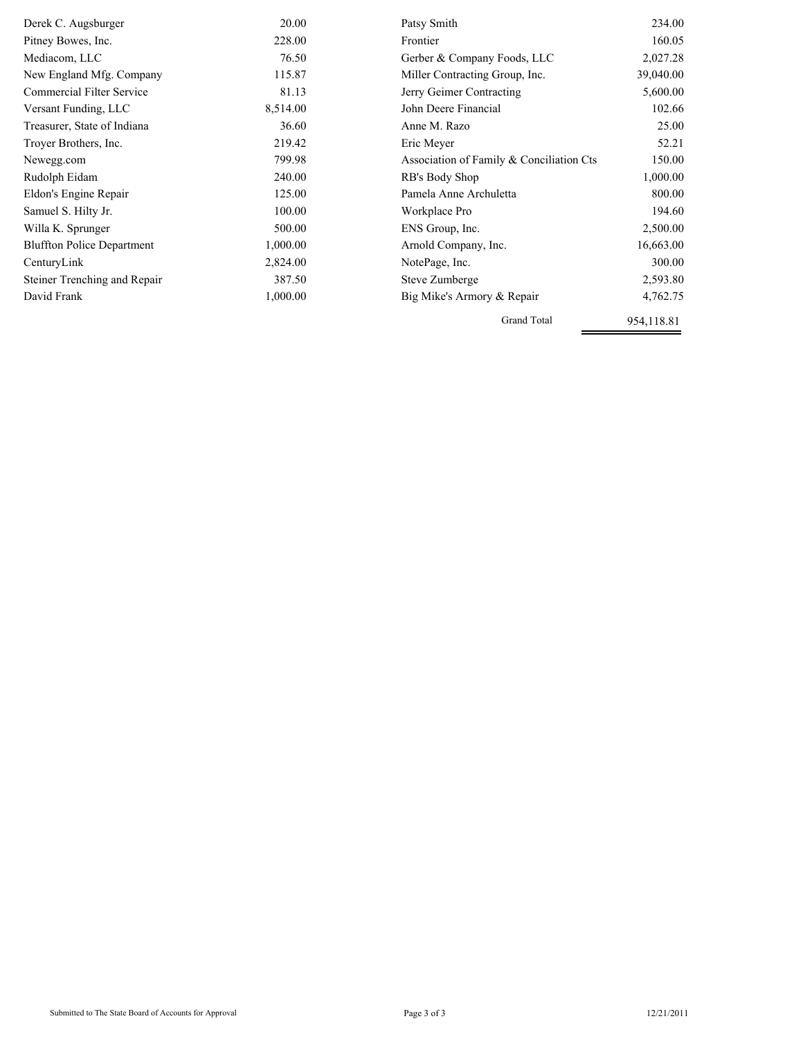| | | | |
|---|---|---|---|
| Derek C. Augsburger | 20.00 | Patsy Smith | 234.00 |
| Pitney Bowes, Inc. | 228.00 | Frontier | 160.05 |
| Mediacom, LLC | 76.50 | Gerber & Company Foods, LLC | 2,027.28 |
| New England Mfg. Company | 115.87 | Miller Contracting Group, Inc. | 39,040.00 |
| Commercial Filter Service | 81.13 | Jerry Geimer Contracting | 5,600.00 |
| Versant Funding, LLC | 8,514.00 | John Deere Financial | 102.66 |
| Treasurer, State of Indiana | 36.60 | Anne M. Razo | 25.00 |
| Troyer Brothers, Inc. | 219.42 | Eric Meyer | 52.21 |
| Newegg.com | 799.98 | Association of Family & Conciliation Cts | 150.00 |
| Rudolph Eidam | 240.00 | RB's Body Shop | 1,000.00 |
| Eldon's Engine Repair | 125.00 | Pamela Anne Archuletta | 800.00 |
| Samuel S. Hilty Jr. | 100.00 | Workplace Pro | 194.60 |
| Willa K. Sprunger | 500.00 | ENS Group, Inc. | 2,500.00 |
| Bluffton Police Department | 1,000.00 | Arnold Company, Inc. | 16,663.00 |
| CenturyLink | 2,824.00 | NotePage, Inc. | 300.00 |
| Steiner Trenching and Repair | 387.50 | Steve Zumberge | 2,593.80 |
| David Frank | 1,000.00 | Big Mike's Armory & Repair | 4,762.75 |
| | | Grand Total | 954,118.81 |

Submitted to The State Board of Accounts for Approval

12/21/2011